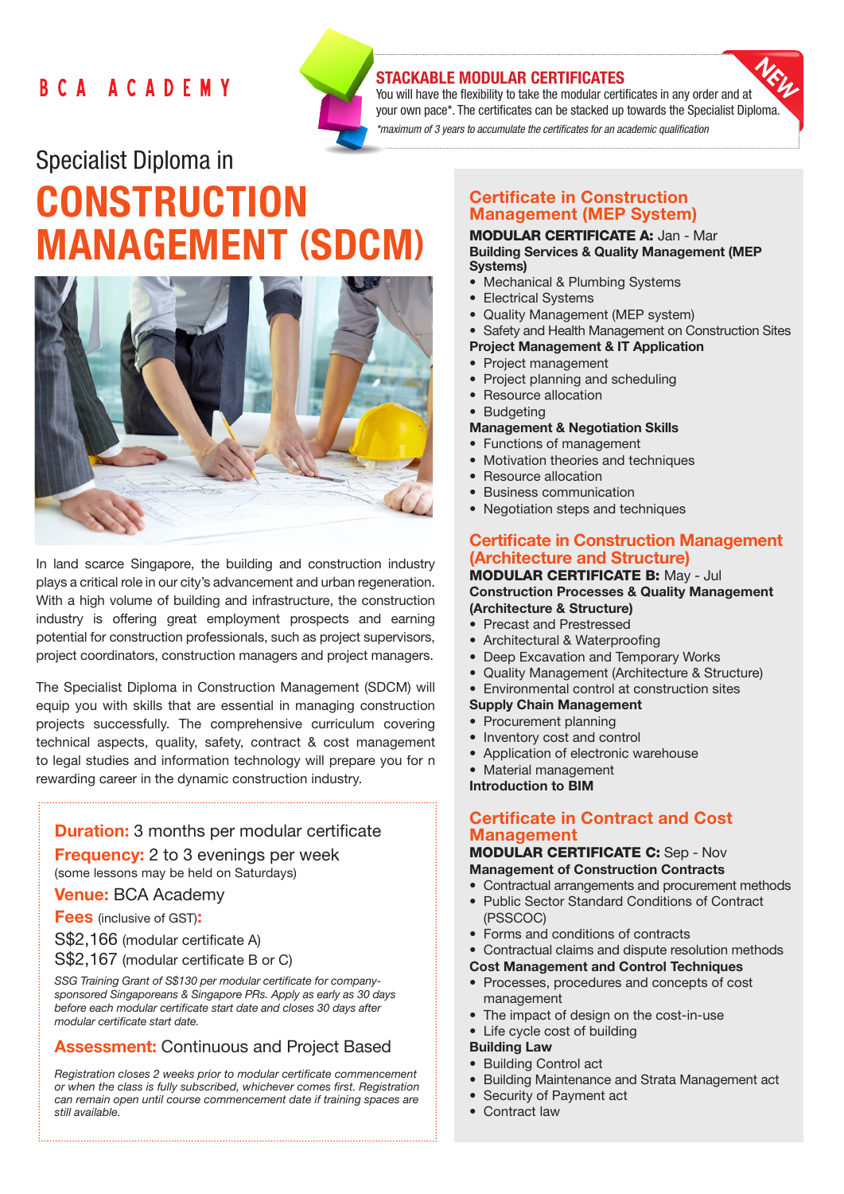# BCA ACADEMY

### STACKABLE MODULAR CERTIFICATES

You will have the flexibility to take the modular certificates in any order and at your own pace*. The certificates can be stacked up towards the Specialist Diploma.

*\*maximum of 3 years to accumulate the certificates for an academic qualification*

NEW

## Specialist Diploma in

# CONSTRUCTION MANAGEMENT (SDCM)

In land scarce Singapore, the building and construction industry plays a critical role in our city's advancement and urban regeneration. With a high volume of building and infrastructure, the construction industry is offering great employment prospects and earning potential for construction professionals, such as project supervisors, project coordinators, construction managers and project managers.

The Specialist Diploma in Construction Management (SDCM) will equip you with skills that are essential in managing construction projects successfully. The comprehensive curriculum covering technical aspects, quality, safety, contract & cost management to legal studies and information technology will prepare you for n rewarding career in the dynamic construction industry.

**Duration:** 3 months per modular certificate

**Frequency:** 2 to 3 evenings per week
(some lessons may be held on Saturdays)

**Venue:** BCA Academy

**Fees** (inclusive of GST)**:**

S$2,166 (modular certificate A)

S$2,167 (modular certificate B or C)

*SSG Training Grant of S$130 per modular certificate for company-sponsored Singaporeans & Singapore PRs. Apply as early as 30 days before each modular certificate start date and closes 30 days after modular certificate start date.*

**Assessment:** Continuous and Project Based

*Registration closes 2 weeks prior to modular certificate commencement or when the class is fully subscribed, whichever comes first. Registration can remain open until course commencement date if training spaces are still available.*

## Certificate in Construction Management (MEP System)

**MODULAR CERTIFICATE A:** Jan - Mar

**Building Services & Quality Management (MEP Systems)**

- Mechanical & Plumbing Systems
- Electrical Systems
- Quality Management (MEP system)
- Safety and Health Management on Construction Sites

**Project Management & IT Application**

- Project management
- Project planning and scheduling
- Resource allocation
- Budgeting

**Management & Negotiation Skills**

- Functions of management
- Motivation theories and techniques
- Resource allocation
- Business communication
- Negotiation steps and techniques

## Certificate in Construction Management (Architecture and Structure)

**MODULAR CERTIFICATE B:** May - Jul

**Construction Processes & Quality Management (Architecture & Structure)**

- Precast and Prestressed
- Architectural & Waterproofing
- Deep Excavation and Temporary Works
- Quality Management (Architecture & Structure)
- Environmental control at construction sites

**Supply Chain Management**

- Procurement planning
- Inventory cost and control
- Application of electronic warehouse
- Material management

**Introduction to BIM**

## Certificate in Contract and Cost Management

**MODULAR CERTIFICATE C:** Sep - Nov

**Management of Construction Contracts**

- Contractual arrangements and procurement methods
- Public Sector Standard Conditions of Contract (PSSCOC)
- Forms and conditions of contracts
- Contractual claims and dispute resolution methods

**Cost Management and Control Techniques**

- Processes, procedures and concepts of cost management
- The impact of design on the cost-in-use
- Life cycle cost of building

**Building Law**

- Building Control act
- Building Maintenance and Strata Management act
- Security of Payment act
- Contract law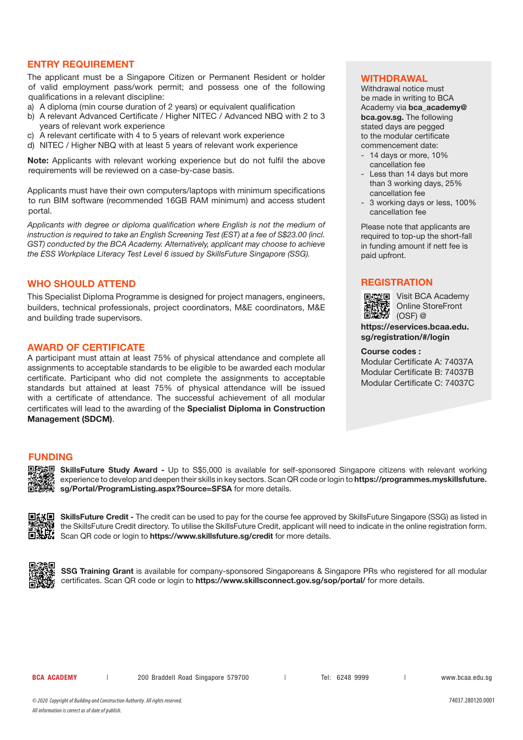## ENTRY REQUIREMENT

The applicant must be a Singapore Citizen or Permanent Resident or holder of valid employment pass/work permit; and possess one of the following qualifications in a relevant discipline:

a) A diploma (min course duration of 2 years) or equivalent qualification
b) A relevant Advanced Certificate / Higher NITEC / Advanced NBQ with 2 to 3 years of relevant work experience
c) A relevant certificate with 4 to 5 years of relevant work experience
d) NITEC / Higher NBQ with at least 5 years of relevant work experience

**Note:** Applicants with relevant working experience but do not fulfil the above requirements will be reviewed on a case-by-case basis.

Applicants must have their own computers/laptops with minimum specifications to run BIM software (recommended 16GB RAM minimum) and access student portal.

*Applicants with degree or diploma qualification where English is not the medium of instruction is required to take an English Screening Test (EST) at a fee of S$23.00 (incl. GST) conducted by the BCA Academy. Alternatively, applicant may choose to achieve the ESS Workplace Literacy Test Level 6 issued by SkillsFuture Singapore (SSG).*

## WHO SHOULD ATTEND

This Specialist Diploma Programme is designed for project managers, engineers, builders, technical professionals, project coordinators, M&E coordinators, M&E and building trade supervisors.

## AWARD OF CERTIFICATE

A participant must attain at least 75% of physical attendance and complete all assignments to acceptable standards to be eligible to be awarded each modular certificate. Participant who did not complete the assignments to acceptable standards but attained at least 75% of physical attendance will be issued with a certificate of attendance. The successful achievement of all modular certificates will lead to the awarding of the **Specialist Diploma in Construction Management (SDCM)**.

## WITHDRAWAL

Withdrawal notice must be made in writing to BCA Academy via **bca_academy@bca.gov.sg.** The following stated days are pegged to the modular certificate commencement date:

- 14 days or more, 10% cancellation fee
- Less than 14 days but more than 3 working days, 25% cancellation fee
- 3 working days or less, 100% cancellation fee

Please note that applicants are required to top-up the short-fall in funding amount if nett fee is paid upfront.

## REGISTRATION

Visit BCA Academy Online StoreFront (OSF) @ **https://eservices.bcaa.edu.sg/registration/#/login**

**Course codes :**
Modular Certificate A: 74037A
Modular Certificate B: 74037B
Modular Certificate C: 74037C

## FUNDING

**SkillsFuture Study Award -** Up to S$5,000 is available for self-sponsored Singapore citizens with relevant working experience to develop and deepen their skills in key sectors. Scan QR code or login to **https://programmes.myskillsfuture.sg/Portal/ProgramListing.aspx?Source=SFSA** for more details.

**SkillsFuture Credit -** The credit can be used to pay for the course fee approved by SkillsFuture Singapore (SSG) as listed in the SkillsFuture Credit directory. To utilise the SkillsFuture Credit, applicant will need to indicate in the online registration form. Scan QR code or login to **https://www.skillsfuture.sg/credit** for more details.

**SSG Training Grant** is available for company-sponsored Singaporeans & Singapore PRs who registered for all modular certificates. Scan QR code or login to **https://www.skillsconnect.gov.sg/sop/portal/** for more details.

**BCA ACADEMY** | 200 Braddell Road Singapore 579700 | Tel: 6248 9999 | www.bcaa.edu.sg

*© 2020 Copyright of Building and Construction Authority. All rights reserved.*
*All information is correct as of date of publish.*

74037.280120.0001